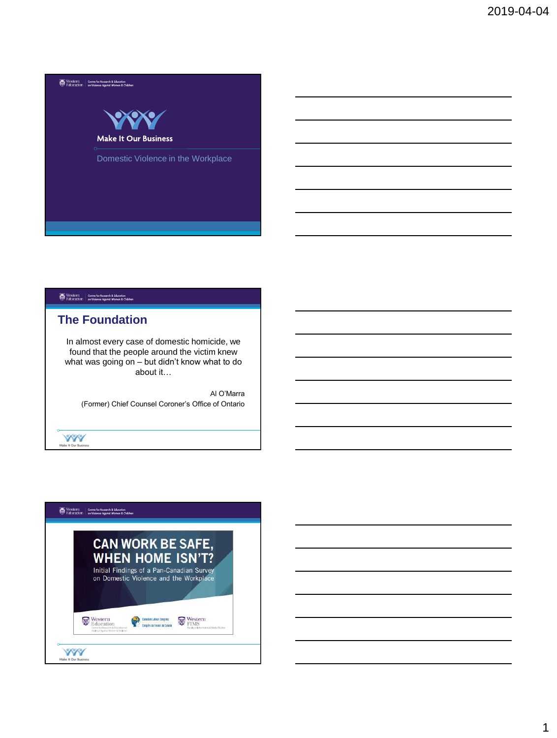# Make It Our Business

Domestic Violence in the Workplace

## The Foundation

In almost every case of domestic homicide, we found that the people around the victim knew what was going on – but didn't know what to do about it…

Al O'Marra
(Former) Chief Counsel Coroner's Office of Ontario

## CAN WORK BE SAFE, WHEN HOME ISN'T?

Initial Findings of a Pan-Canadian Survey on Domestic Violence and the Workplace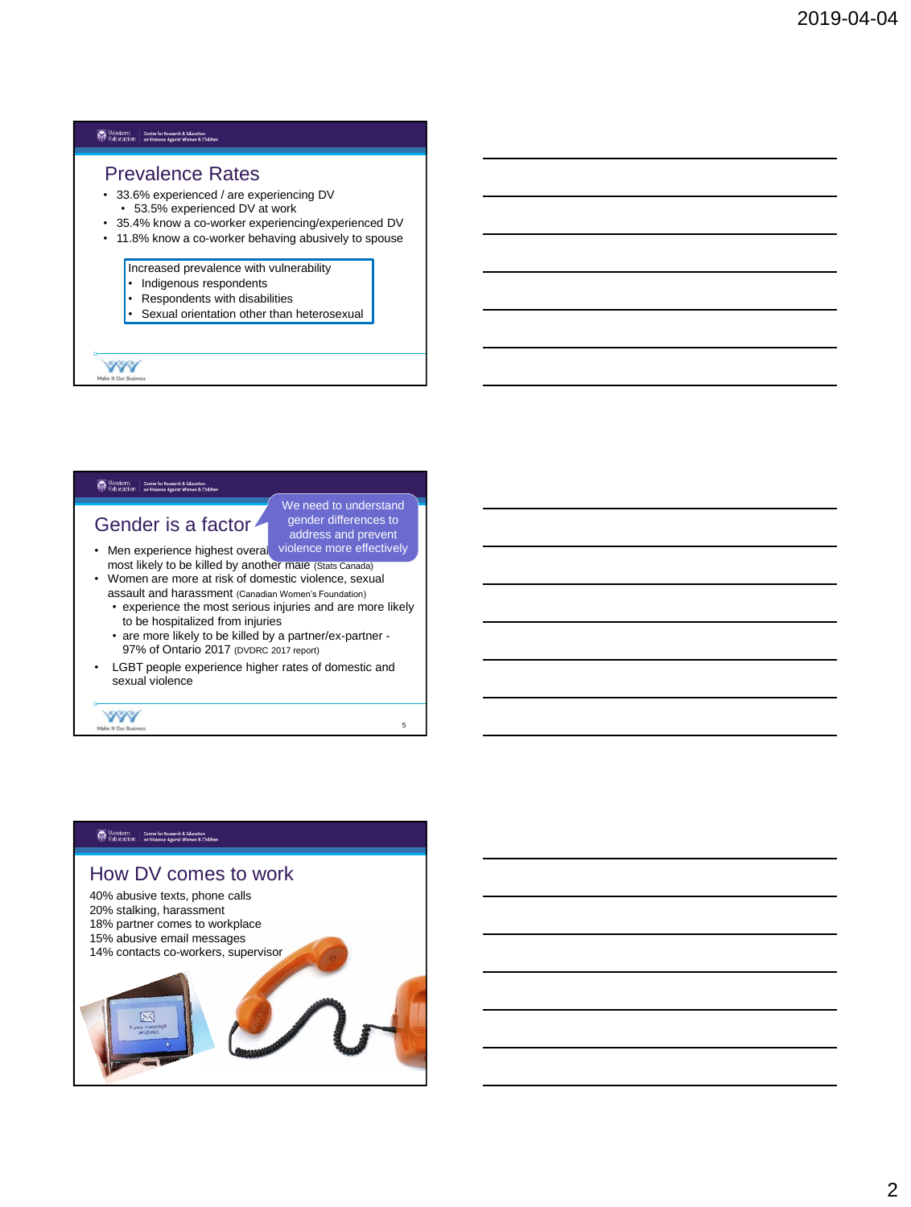## Prevalence Rates

- 33.6% experienced / are experiencing DV
  - 53.5% experienced DV at work
- 35.4% know a co-worker experiencing/experienced DV
- 11.8% know a co-worker behaving abusively to spouse

Increased prevalence with vulnerability
- Indigenous respondents
- Respondents with disabilities
- Sexual orientation other than heterosexual

## Gender is a factor

We need to understand gender differences to address and prevent violence more effectively

- Men experience highest overall ... most likely to be killed by another male (Stats Canada)
- Women are more at risk of domestic violence, sexual assault and harassment (Canadian Women's Foundation)
  - experience the most serious injuries and are more likely to be hospitalized from injuries
  - are more likely to be killed by a partner/ex-partner - 97% of Ontario 2017 (DVDRC 2017 report)
- LGBT people experience higher rates of domestic and sexual violence

## How DV comes to work

40% abusive texts, phone calls
20% stalking, harassment
18% partner comes to workplace
15% abusive email messages
14% contacts co-workers, supervisor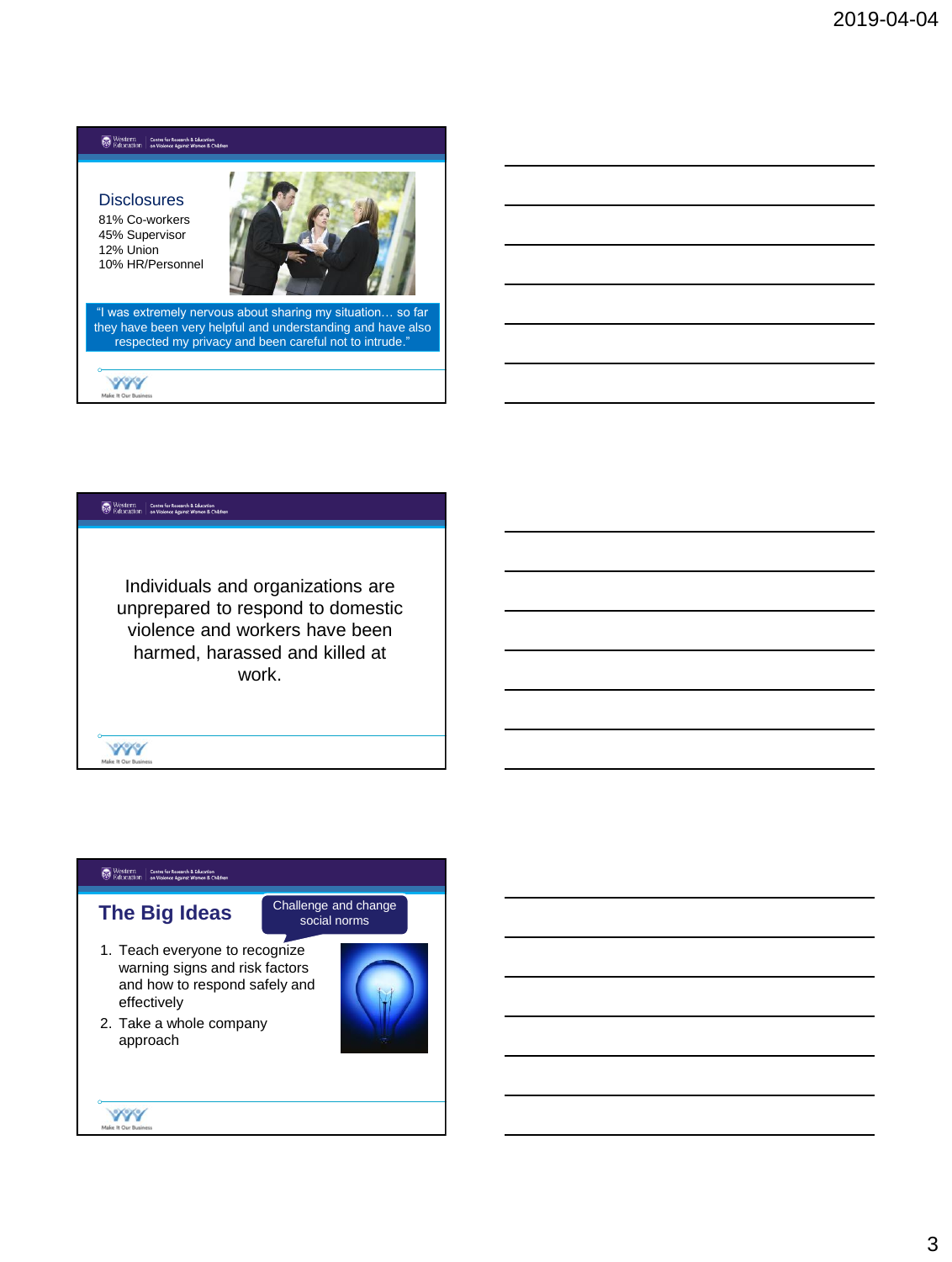## Disclosures

81% Co-workers
45% Supervisor
12% Union
10% HR/Personnel

"I was extremely nervous about sharing my situation… so far they have been very helpful and understanding and have also respected my privacy and been careful not to intrude."

Individuals and organizations are unprepared to respond to domestic violence and workers have been harmed, harassed and killed at work.

## The Big Ideas

Challenge and change social norms

1. Teach everyone to recognize warning signs and risk factors and how to respond safely and effectively
2. Take a whole company approach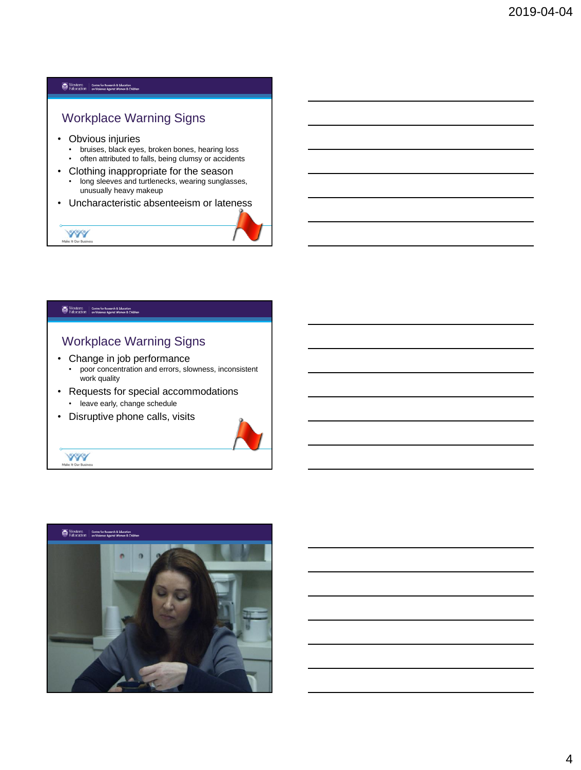## Workplace Warning Signs

- Obvious injuries
  - bruises, black eyes, broken bones, hearing loss
  - often attributed to falls, being clumsy or accidents
- Clothing inappropriate for the season
  - long sleeves and turtlenecks, wearing sunglasses, unusually heavy makeup
- Uncharacteristic absenteeism or lateness

## Workplace Warning Signs

- Change in job performance
  - poor concentration and errors, slowness, inconsistent work quality
- Requests for special accommodations
  - leave early, change schedule
- Disruptive phone calls, visits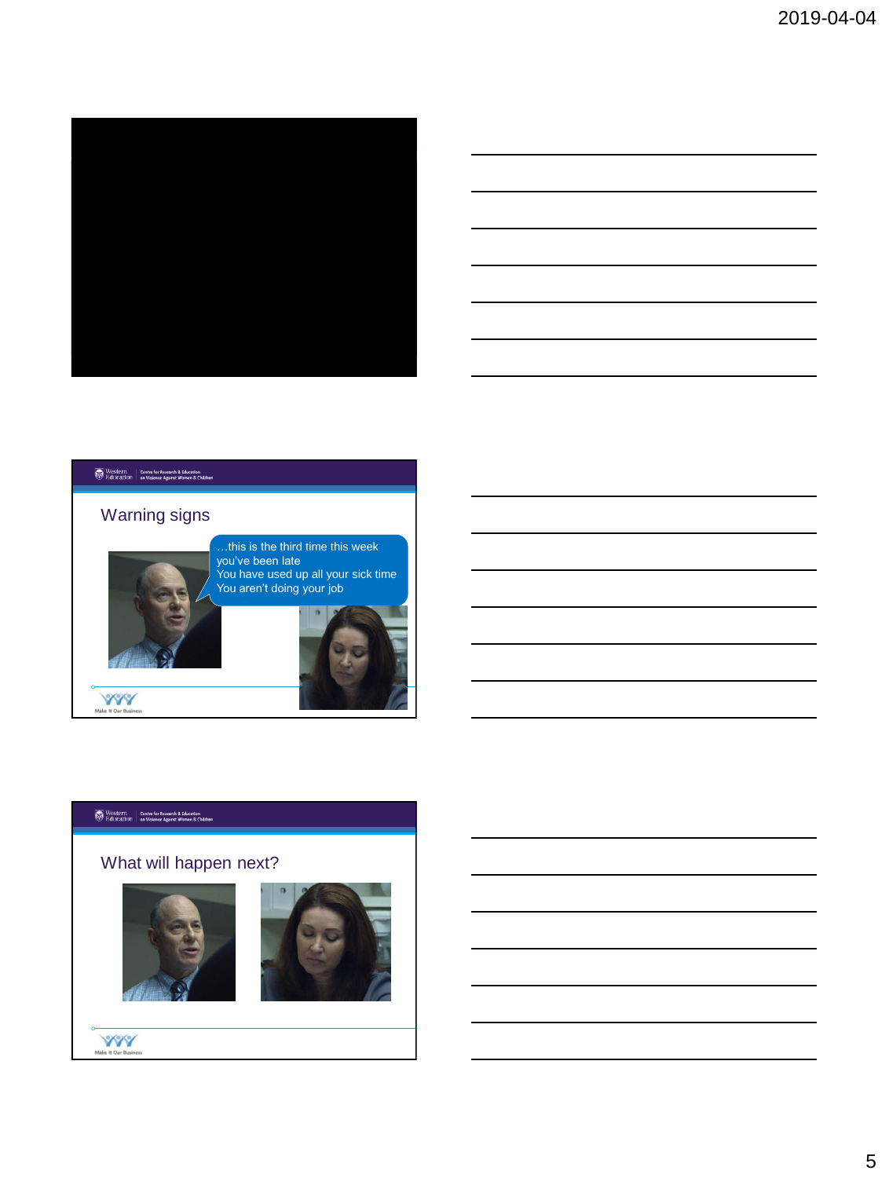## Warning signs

…this is the third time this week you've been late
You have used up all your sick time
You aren't doing your job

## What will happen next?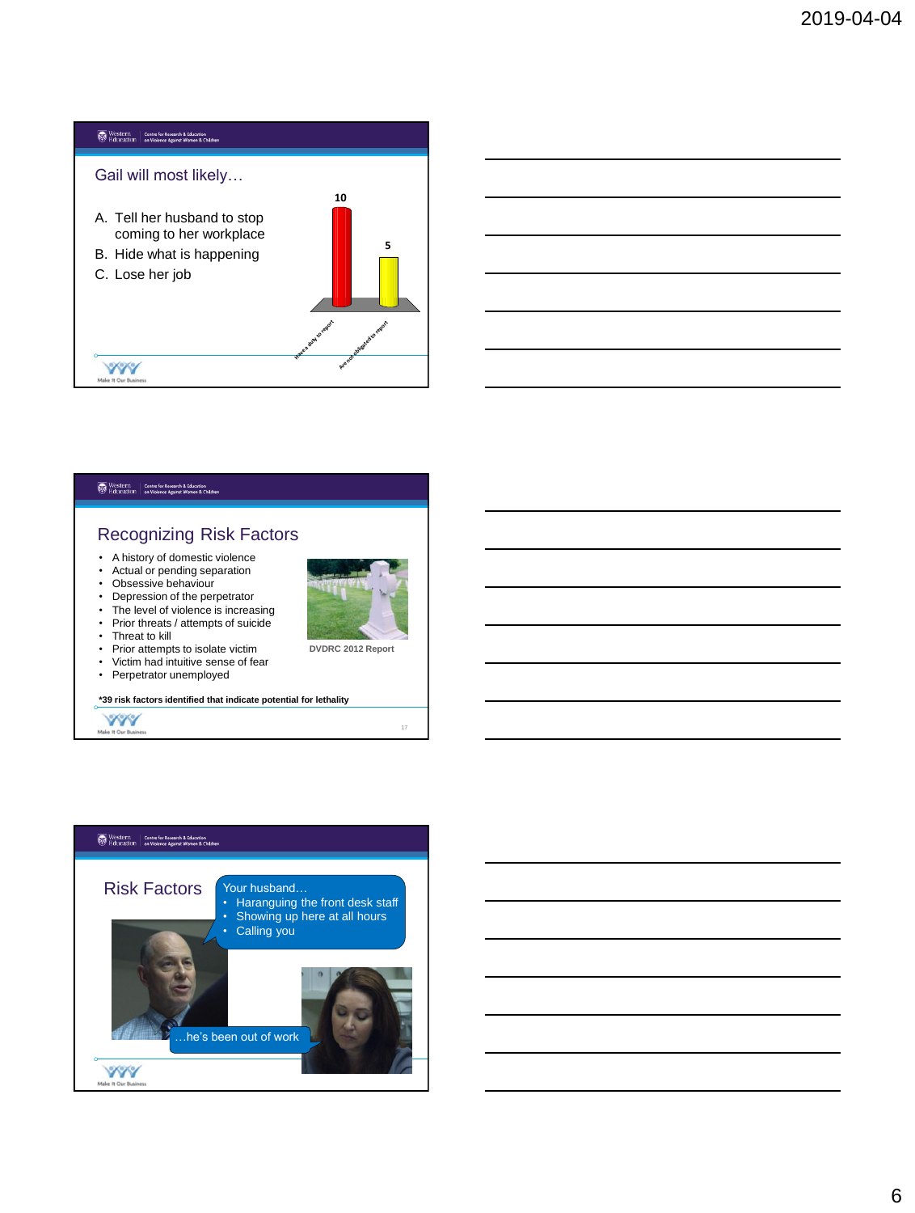## Gail will most likely…

A. Tell her husband to stop coming to her workplace
B. Hide what is happening
C. Lose her job

| Response | Votes |
|---|---|
| Have a duty to report | 10 |
| Are not obligated to report | 5 |

## Recognizing Risk Factors

- A history of domestic violence
- Actual or pending separation
- Obsessive behaviour
- Depression of the perpetrator
- The level of violence is increasing
- Prior threats / attempts of suicide
- Threat to kill
- Prior attempts to isolate victim
- Victim had intuitive sense of fear
- Perpetrator unemployed

DVDRC 2012 Report

**\*39 risk factors identified that indicate potential for lethality**

## Risk Factors

Your husband…

- Haranguing the front desk staff
- Showing up here at all hours
- Calling you

…he's been out of work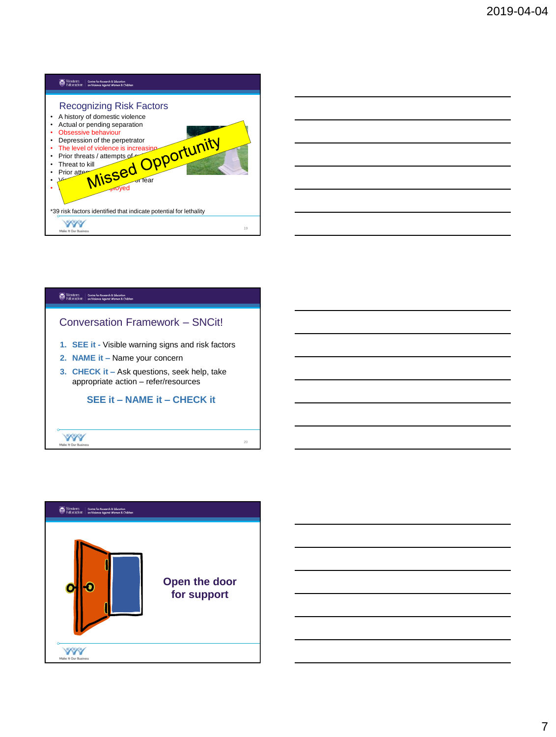## Recognizing Risk Factors

- A history of domestic violence
- Actual or pending separation
- Obsessive behaviour
- Depression of the perpetrator
- The level of violence is increasing
- Prior threats / attempts of s...
- Threat to kill
- Prior atte...
- V... ...r fear
- ...ployed

Missed Opportunity

*39 risk factors identified that indicate potential for lethality

## Conversation Framework – SNCit!

1. **SEE it -** Visible warning signs and risk factors
2. **NAME it –** Name your concern
3. **CHECK it –** Ask questions, seek help, take appropriate action – refer/resources

**SEE it – NAME it – CHECK it**

**Open the door for support**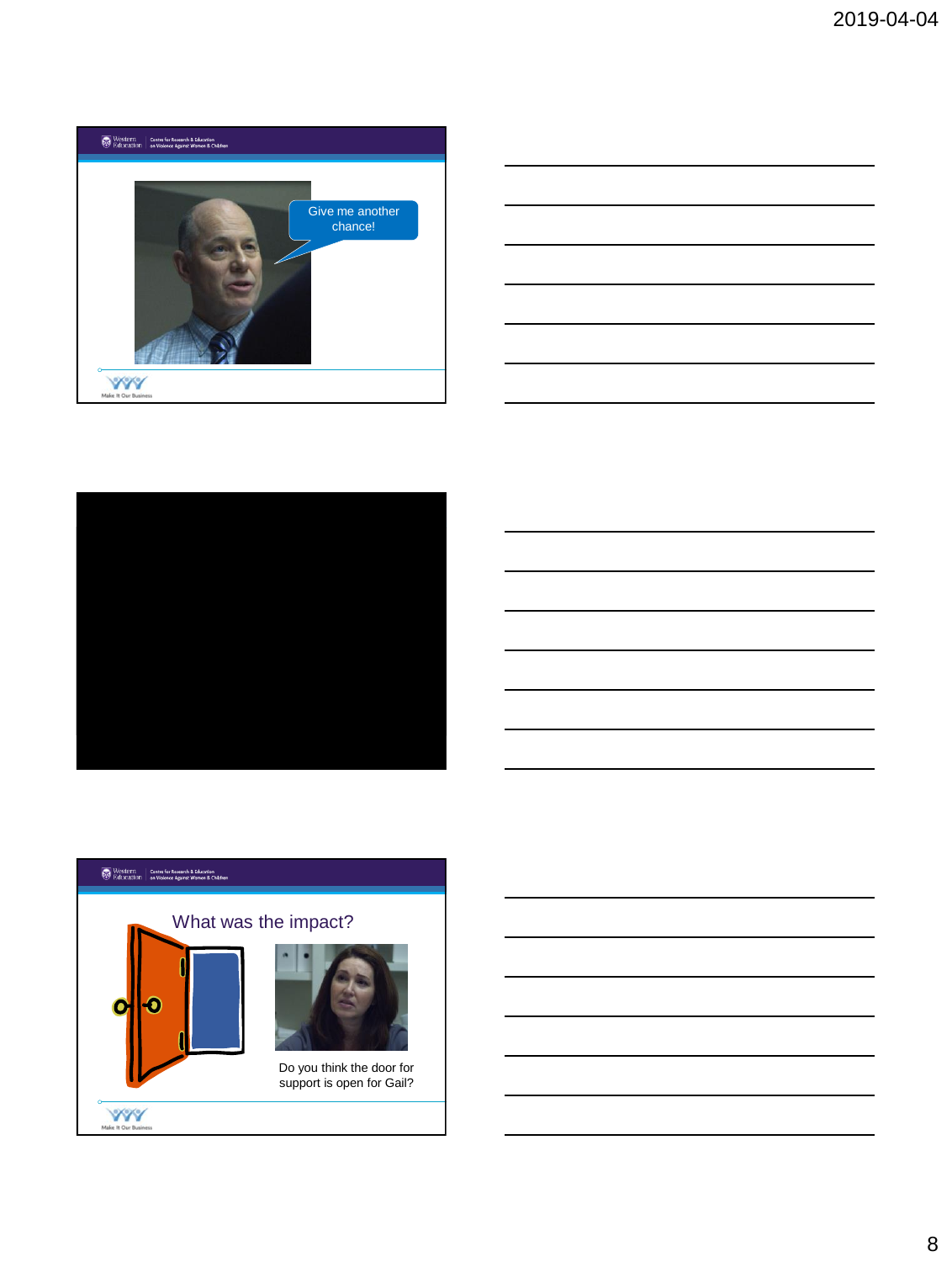Give me another chance!

What was the impact?

Do you think the door for support is open for Gail?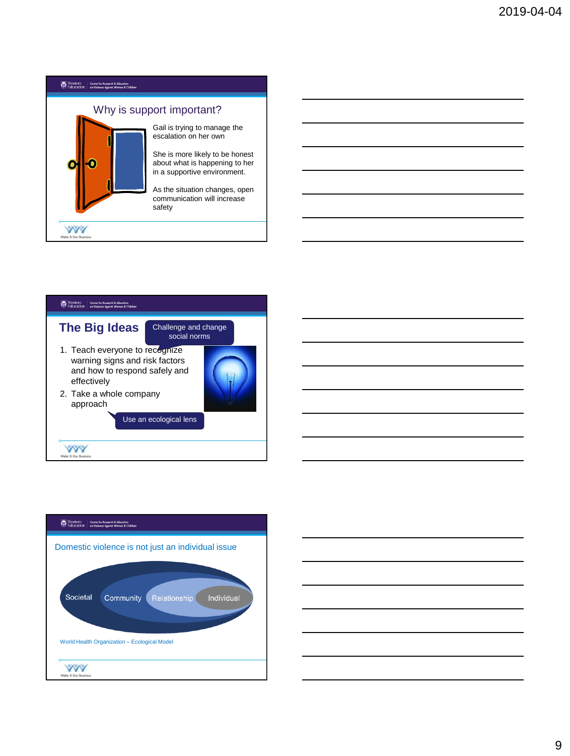## Why is support important?

Gail is trying to manage the escalation on her own

She is more likely to be honest about what is happening to her in a supportive environment.

As the situation changes, open communication will increase safety

## The Big Ideas

Challenge and change social norms

1. Teach everyone to recognize warning signs and risk factors and how to respond safely and effectively
2. Take a whole company approach

Use an ecological lens

## Domestic violence is not just an individual issue

Societal | Community | Relationship | Individual

World Health Organization – Ecological Model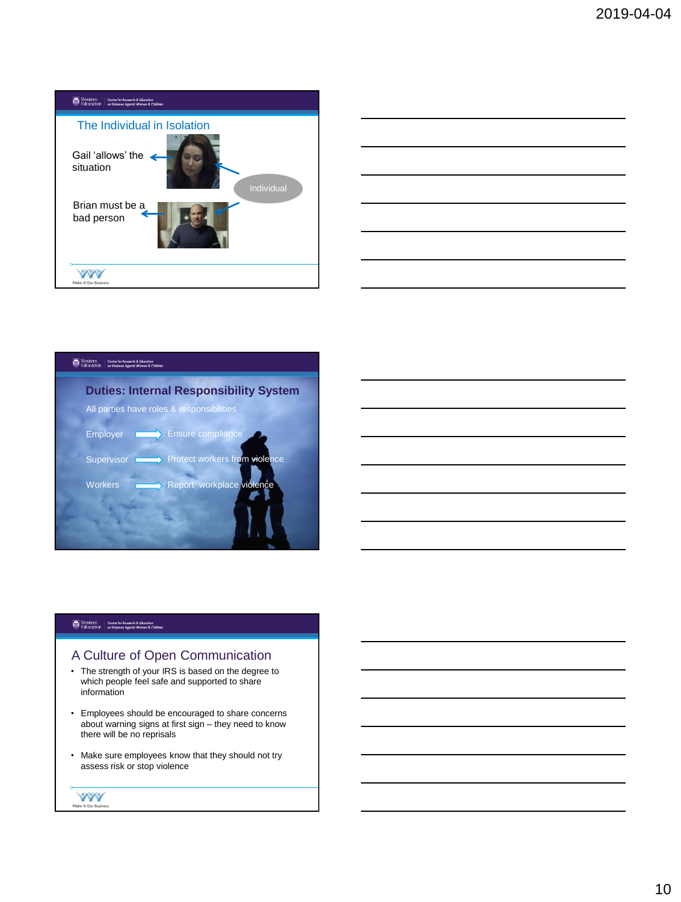## The Individual in Isolation

Gail 'allows' the situation

Brian must be a bad person

Individual

## Duties: Internal Responsibility System

All parties have roles & responsibilities

- Employer → Ensure compliance
- Supervisor → Protect workers from violence
- Workers → Report workplace violence

## A Culture of Open Communication

- The strength of your IRS is based on the degree to which people feel safe and supported to share information
- Employees should be encouraged to share concerns about warning signs at first sign – they need to know there will be no reprisals
- Make sure employees know that they should not try assess risk or stop violence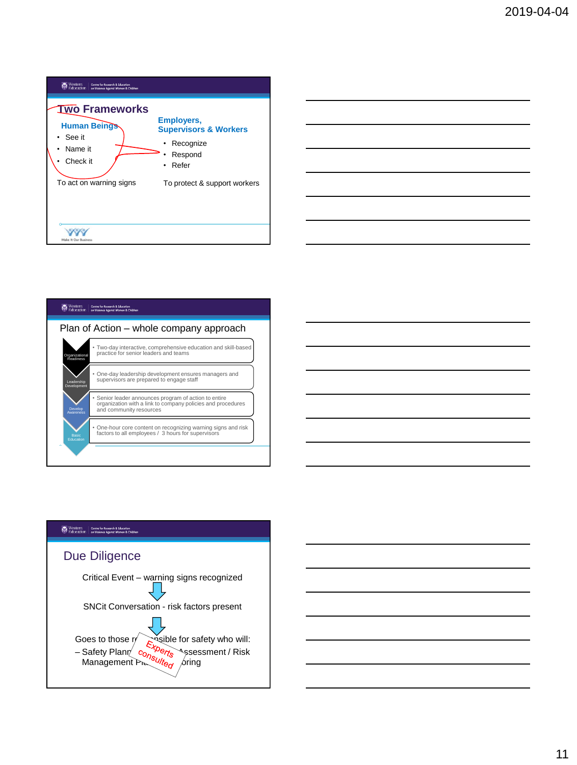## Two Frameworks

**Human Beings**

- See it
- Name it
- Check it

To act on warning signs

**Employers, Supervisors & Workers**

- Recognize
- Respond
- Refer

To protect & support workers

## Plan of Action – whole company approach

- Organizational Readiness
  - Two-day interactive, comprehensive education and skill-based practice for senior leaders and teams
- Leadership Development
  - One-day leadership development ensures managers and supervisors are prepared to engage staff
- Develop Awareness
  - Senior leader announces program of action to entire organization with a link to company policies and procedures and community resources
- Basic Education
  - One-hour core content on recognizing warning signs and Risk factors to all employees / 3 hours for supervisors

## Due Diligence

Critical Event – warning signs recognized

↓

SNCit Conversation - risk factors present

↓

Goes to those responsible for safety who will:
– Safety Planning / Assessment / Risk Management Plan / Monitoring

Experts consulted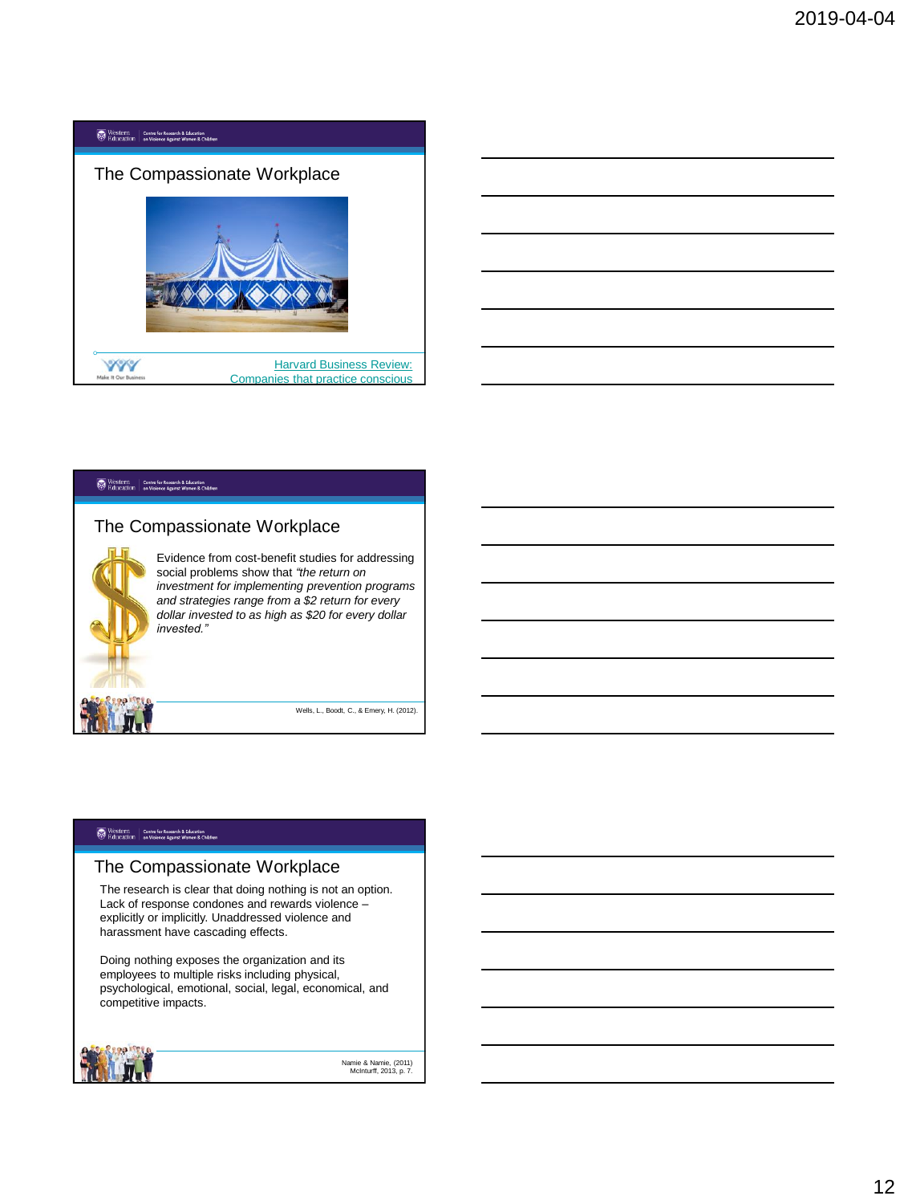## The Compassionate Workplace

Harvard Business Review: Companies that practice conscious

## The Compassionate Workplace

Evidence from cost-benefit studies for addressing social problems show that *"the return on investment for implementing prevention programs and strategies range from a $2 return for every dollar invested to as high as $20 for every dollar invested."*

Wells, L., Boodt, C., & Emery, H. (2012).

## The Compassionate Workplace

The research is clear that doing nothing is not an option. Lack of response condones and rewards violence – explicitly or implicitly. Unaddressed violence and harassment have cascading effects.

Doing nothing exposes the organization and its employees to multiple risks including physical, psychological, emotional, social, legal, economical, and competitive impacts.

Namie & Namie, (2011)
McInturff, 2013, p. 7.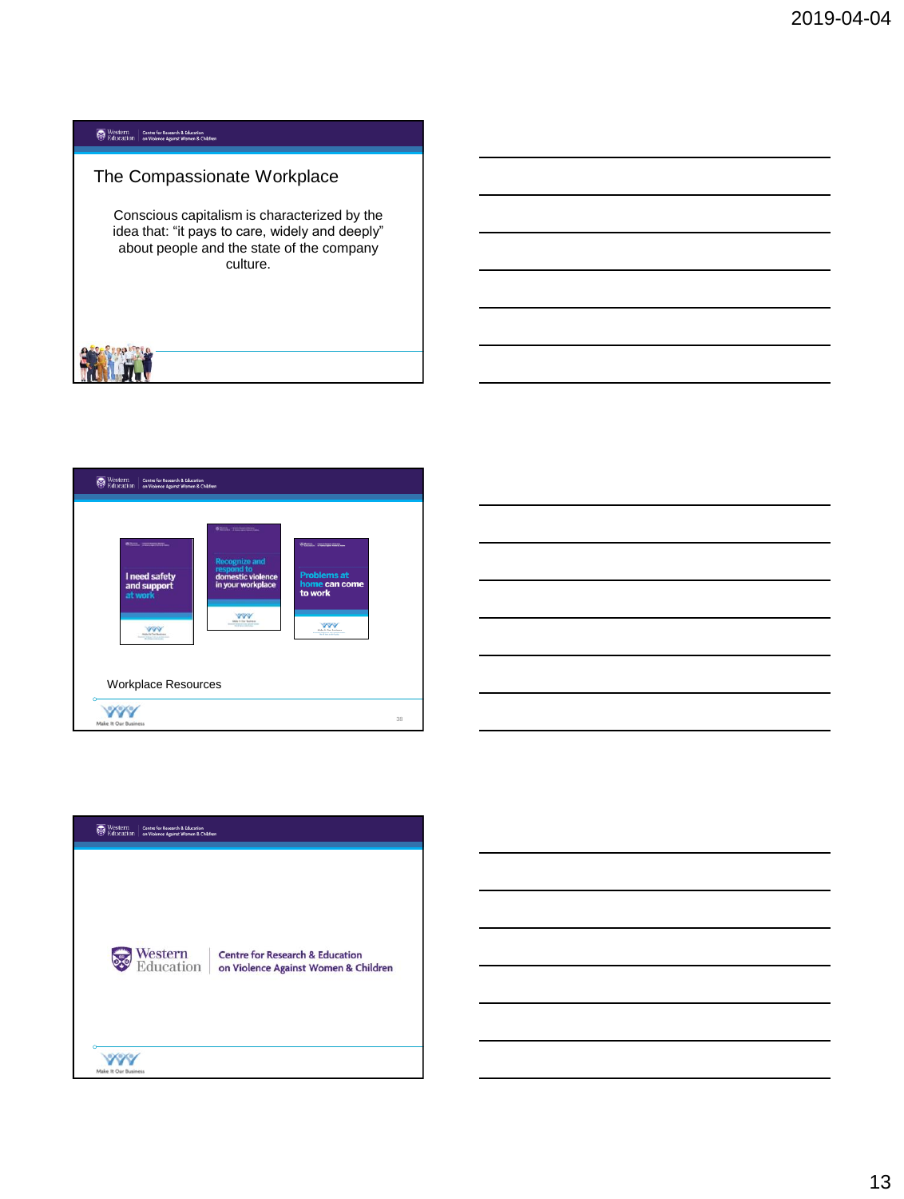## The Compassionate Workplace

Conscious capitalism is characterized by the idea that: "it pays to care, widely and deeply" about people and the state of the company culture.

I need safety and support at work

Recognize and respond to domestic violence in your workplace

Problems at home can come to work

Workplace Resources

Western Education | Centre for Research & Education on Violence Against Women & Children